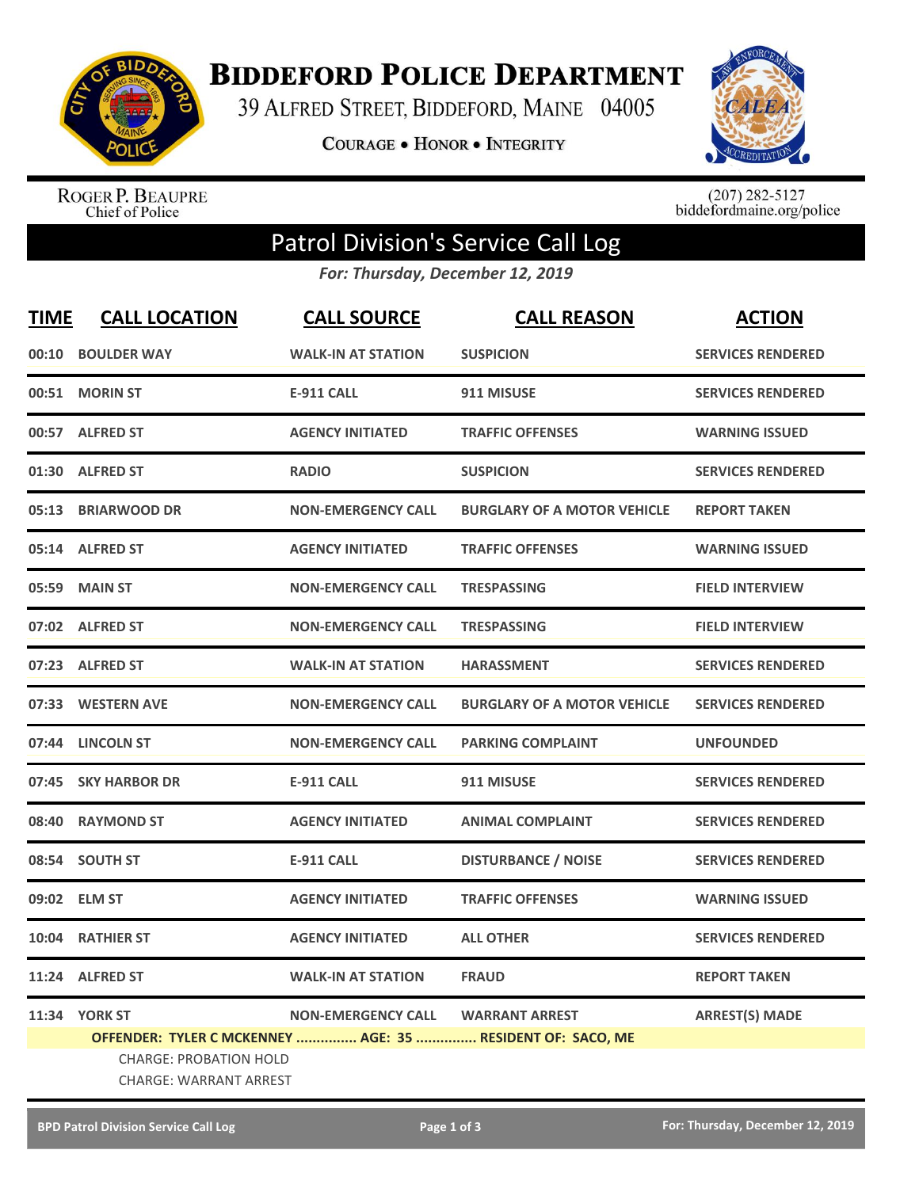# Biddeford Police Department

39 Alfred Street, Biddeford, Maine 04005

**Courage • Honor • Integrity**

Roger P. Beaupre
Chief of Police

(207) 282-5127
biddefordmaine.org/police

## Patrol Division's Service Call Log

*For: Thursday, December 12, 2019*

| TIME | CALL LOCATION | CALL SOURCE | CALL REASON | ACTION |
|---|---|---|---|---|
| 00:10 | BOULDER WAY | WALK-IN AT STATION | SUSPICION | SERVICES RENDERED |
| 00:51 | MORIN ST | E-911 CALL | 911 MISUSE | SERVICES RENDERED |
| 00:57 | ALFRED ST | AGENCY INITIATED | TRAFFIC OFFENSES | WARNING ISSUED |
| 01:30 | ALFRED ST | RADIO | SUSPICION | SERVICES RENDERED |
| 05:13 | BRIARWOOD DR | NON-EMERGENCY CALL | BURGLARY OF A MOTOR VEHICLE | REPORT TAKEN |
| 05:14 | ALFRED ST | AGENCY INITIATED | TRAFFIC OFFENSES | WARNING ISSUED |
| 05:59 | MAIN ST | NON-EMERGENCY CALL | TRESPASSING | FIELD INTERVIEW |
| 07:02 | ALFRED ST | NON-EMERGENCY CALL | TRESPASSING | FIELD INTERVIEW |
| 07:23 | ALFRED ST | WALK-IN AT STATION | HARASSMENT | SERVICES RENDERED |
| 07:33 | WESTERN AVE | NON-EMERGENCY CALL | BURGLARY OF A MOTOR VEHICLE | SERVICES RENDERED |
| 07:44 | LINCOLN ST | NON-EMERGENCY CALL | PARKING COMPLAINT | UNFOUNDED |
| 07:45 | SKY HARBOR DR | E-911 CALL | 911 MISUSE | SERVICES RENDERED |
| 08:40 | RAYMOND ST | AGENCY INITIATED | ANIMAL COMPLAINT | SERVICES RENDERED |
| 08:54 | SOUTH ST | E-911 CALL | DISTURBANCE / NOISE | SERVICES RENDERED |
| 09:02 | ELM ST | AGENCY INITIATED | TRAFFIC OFFENSES | WARNING ISSUED |
| 10:04 | RATHIER ST | AGENCY INITIATED | ALL OTHER | SERVICES RENDERED |
| 11:24 | ALFRED ST | WALK-IN AT STATION | FRAUD | REPORT TAKEN |
| 11:34 | YORK ST | NON-EMERGENCY CALL | WARRANT ARREST | ARREST(S) MADE |

**OFFENDER: TYLER C MCKENNEY ............... AGE: 35 ............... RESIDENT OF: SACO, ME**

CHARGE: PROBATION HOLD

CHARGE: WARRANT ARREST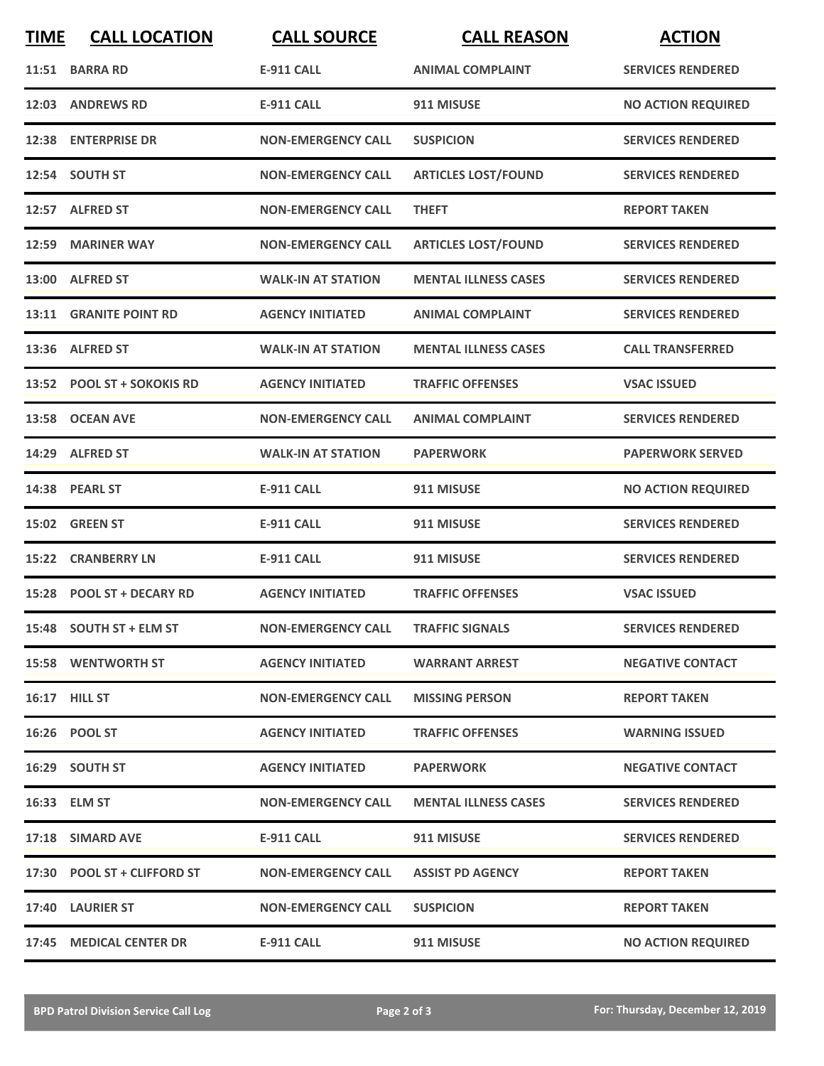| TIME | CALL LOCATION | CALL SOURCE | CALL REASON | ACTION |
|---|---|---|---|---|
| 11:51 | BARRA RD | E-911 CALL | ANIMAL COMPLAINT | SERVICES RENDERED |
| 12:03 | ANDREWS RD | E-911 CALL | 911 MISUSE | NO ACTION REQUIRED |
| 12:38 | ENTERPRISE DR | NON-EMERGENCY CALL | SUSPICION | SERVICES RENDERED |
| 12:54 | SOUTH ST | NON-EMERGENCY CALL | ARTICLES LOST/FOUND | SERVICES RENDERED |
| 12:57 | ALFRED ST | NON-EMERGENCY CALL | THEFT | REPORT TAKEN |
| 12:59 | MARINER WAY | NON-EMERGENCY CALL | ARTICLES LOST/FOUND | SERVICES RENDERED |
| 13:00 | ALFRED ST | WALK-IN AT STATION | MENTAL ILLNESS CASES | SERVICES RENDERED |
| 13:11 | GRANITE POINT RD | AGENCY INITIATED | ANIMAL COMPLAINT | SERVICES RENDERED |
| 13:36 | ALFRED ST | WALK-IN AT STATION | MENTAL ILLNESS CASES | CALL TRANSFERRED |
| 13:52 | POOL ST + SOKOKIS RD | AGENCY INITIATED | TRAFFIC OFFENSES | VSAC ISSUED |
| 13:58 | OCEAN AVE | NON-EMERGENCY CALL | ANIMAL COMPLAINT | SERVICES RENDERED |
| 14:29 | ALFRED ST | WALK-IN AT STATION | PAPERWORK | PAPERWORK SERVED |
| 14:38 | PEARL ST | E-911 CALL | 911 MISUSE | NO ACTION REQUIRED |
| 15:02 | GREEN ST | E-911 CALL | 911 MISUSE | SERVICES RENDERED |
| 15:22 | CRANBERRY LN | E-911 CALL | 911 MISUSE | SERVICES RENDERED |
| 15:28 | POOL ST + DECARY RD | AGENCY INITIATED | TRAFFIC OFFENSES | VSAC ISSUED |
| 15:48 | SOUTH ST + ELM ST | NON-EMERGENCY CALL | TRAFFIC SIGNALS | SERVICES RENDERED |
| 15:58 | WENTWORTH ST | AGENCY INITIATED | WARRANT ARREST | NEGATIVE CONTACT |
| 16:17 | HILL ST | NON-EMERGENCY CALL | MISSING PERSON | REPORT TAKEN |
| 16:26 | POOL ST | AGENCY INITIATED | TRAFFIC OFFENSES | WARNING ISSUED |
| 16:29 | SOUTH ST | AGENCY INITIATED | PAPERWORK | NEGATIVE CONTACT |
| 16:33 | ELM ST | NON-EMERGENCY CALL | MENTAL ILLNESS CASES | SERVICES RENDERED |
| 17:18 | SIMARD AVE | E-911 CALL | 911 MISUSE | SERVICES RENDERED |
| 17:30 | POOL ST + CLIFFORD ST | NON-EMERGENCY CALL | ASSIST PD AGENCY | REPORT TAKEN |
| 17:40 | LAURIER ST | NON-EMERGENCY CALL | SUSPICION | REPORT TAKEN |
| 17:45 | MEDICAL CENTER DR | E-911 CALL | 911 MISUSE | NO ACTION REQUIRED |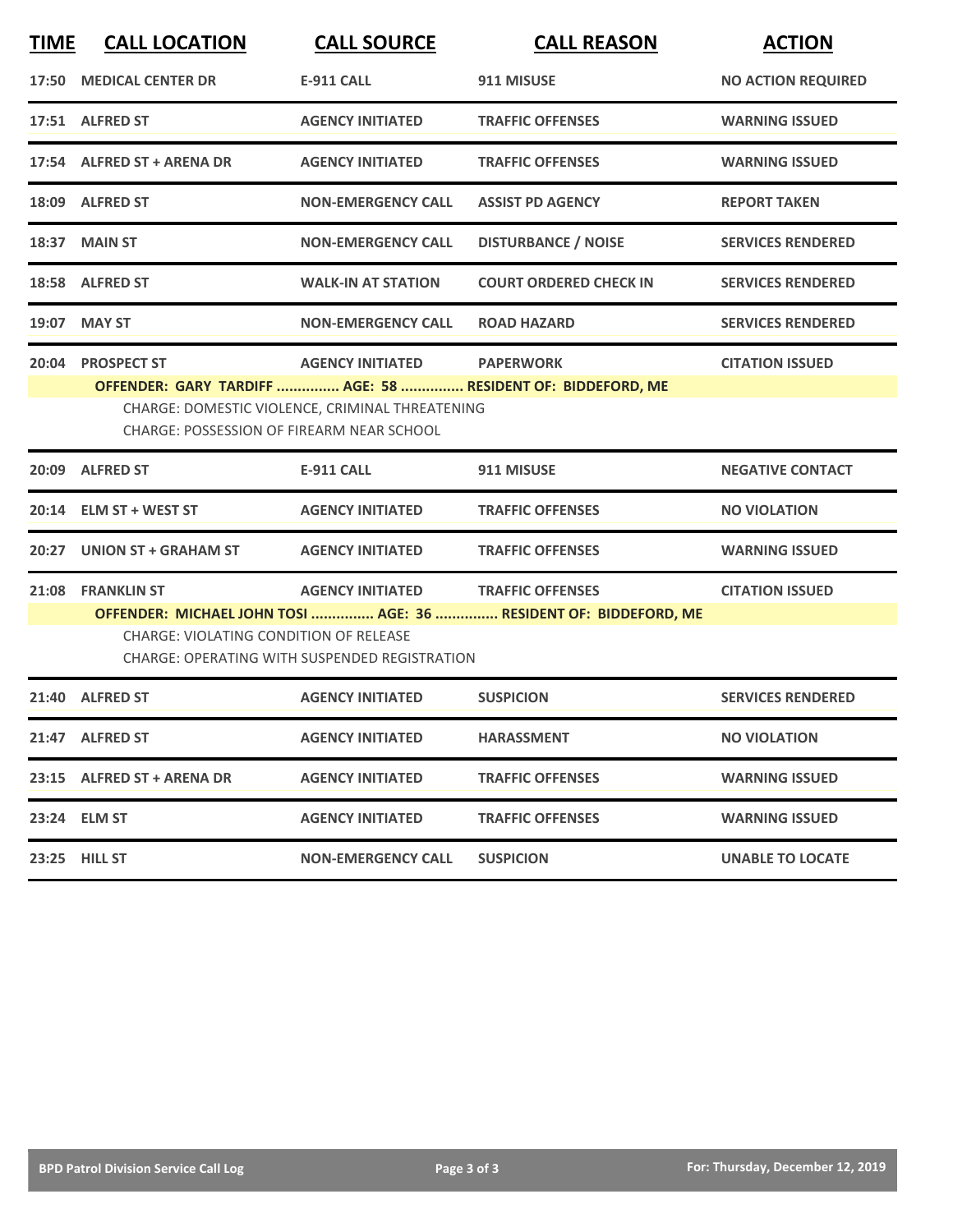| TIME | CALL LOCATION | CALL SOURCE | CALL REASON | ACTION |
|---|---|---|---|---|
| 17:50 | MEDICAL CENTER DR | E-911 CALL | 911 MISUSE | NO ACTION REQUIRED |
| 17:51 | ALFRED ST | AGENCY INITIATED | TRAFFIC OFFENSES | WARNING ISSUED |
| 17:54 | ALFRED ST + ARENA DR | AGENCY INITIATED | TRAFFIC OFFENSES | WARNING ISSUED |
| 18:09 | ALFRED ST | NON-EMERGENCY CALL | ASSIST PD AGENCY | REPORT TAKEN |
| 18:37 | MAIN ST | NON-EMERGENCY CALL | DISTURBANCE / NOISE | SERVICES RENDERED |
| 18:58 | ALFRED ST | WALK-IN AT STATION | COURT ORDERED CHECK IN | SERVICES RENDERED |
| 19:07 | MAY ST | NON-EMERGENCY CALL | ROAD HAZARD | SERVICES RENDERED |
| 20:04 | PROSPECT ST | AGENCY INITIATED | PAPERWORK | CITATION ISSUED |
| | OFFENDER: GARY TARDIFF ............... AGE: 58 ............... RESIDENT OF: BIDDEFORD, ME<br>CHARGE: DOMESTIC VIOLENCE, CRIMINAL THREATENING<br>CHARGE: POSSESSION OF FIREARM NEAR SCHOOL | | | |
| 20:09 | ALFRED ST | E-911 CALL | 911 MISUSE | NEGATIVE CONTACT |
| 20:14 | ELM ST + WEST ST | AGENCY INITIATED | TRAFFIC OFFENSES | NO VIOLATION |
| 20:27 | UNION ST + GRAHAM ST | AGENCY INITIATED | TRAFFIC OFFENSES | WARNING ISSUED |
| 21:08 | FRANKLIN ST | AGENCY INITIATED | TRAFFIC OFFENSES | CITATION ISSUED |
| | OFFENDER: MICHAEL JOHN TOSI ............... AGE: 36 ............... RESIDENT OF: BIDDEFORD, ME<br>CHARGE: VIOLATING CONDITION OF RELEASE<br>CHARGE: OPERATING WITH SUSPENDED REGISTRATION | | | |
| 21:40 | ALFRED ST | AGENCY INITIATED | SUSPICION | SERVICES RENDERED |
| 21:47 | ALFRED ST | AGENCY INITIATED | HARASSMENT | NO VIOLATION |
| 23:15 | ALFRED ST + ARENA DR | AGENCY INITIATED | TRAFFIC OFFENSES | WARNING ISSUED |
| 23:24 | ELM ST | AGENCY INITIATED | TRAFFIC OFFENSES | WARNING ISSUED |
| 23:25 | HILL ST | NON-EMERGENCY CALL | SUSPICION | UNABLE TO LOCATE |